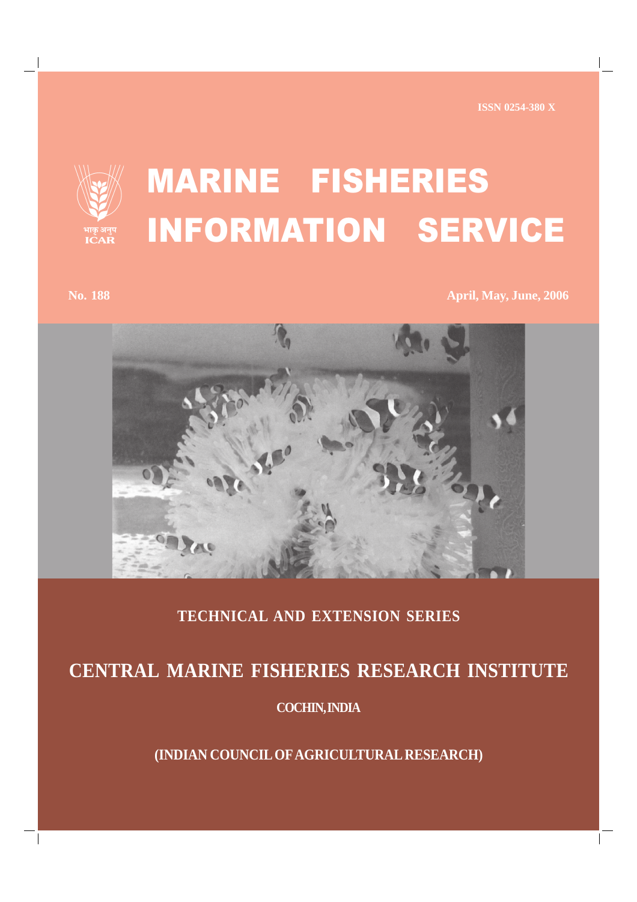ISSN 0254-380 X

भाकृ अनुप
ICAR

# MARINE FISHERIES INFORMATION SERVICE

**No. 188** **April, May, June, 2006**

**TECHNICAL AND EXTENSION SERIES**

## CENTRAL MARINE FISHERIES RESEARCH INSTITUTE

**COCHIN, INDIA**

**(INDIAN COUNCIL OF AGRICULTURAL RESEARCH)**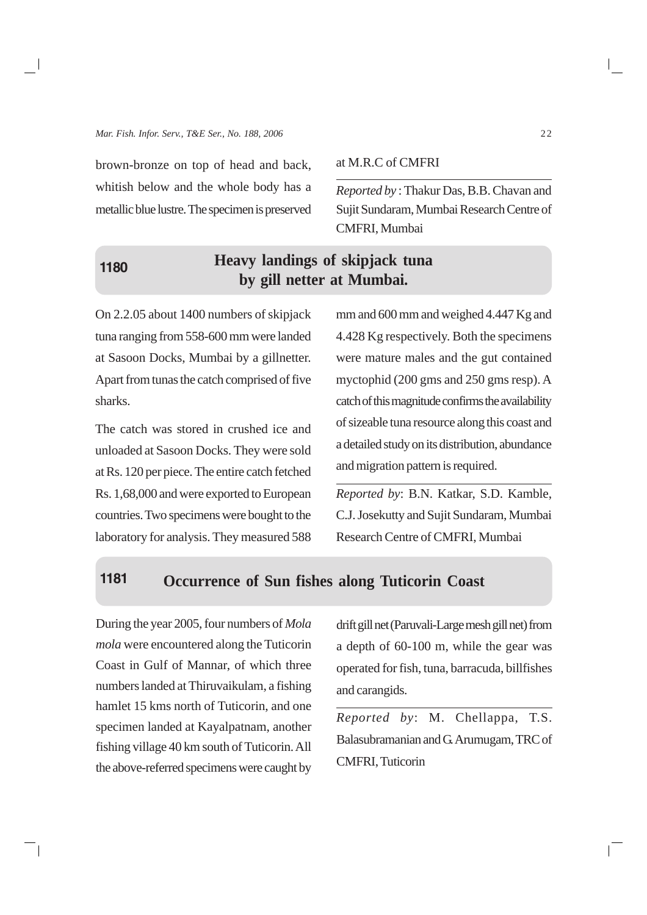brown-bronze on top of head and back, whitish below and the whole body has a metallic blue lustre. The specimen is preserved at M.R.C of CMFRI

*Reported by* : Thakur Das, B.B. Chavan and Sujit Sundaram, Mumbai Research Centre of CMFRI, Mumbai

## 1180 Heavy landings of skipjack tuna by gill netter at Mumbai.

On 2.2.05 about 1400 numbers of skipjack tuna ranging from 558-600 mm were landed at Sasoon Docks, Mumbai by a gillnetter. Apart from tunas the catch comprised of five sharks.

The catch was stored in crushed ice and unloaded at Sasoon Docks. They were sold at Rs. 120 per piece. The entire catch fetched Rs. 1,68,000 and were exported to European countries. Two specimens were bought to the laboratory for analysis. They measured 588 mm and 600 mm and weighed 4.447 Kg and 4.428 Kg respectively. Both the specimens were mature males and the gut contained myctophid (200 gms and 250 gms resp). A catch of this magnitude confirms the availability of sizeable tuna resource along this coast and a detailed study on its distribution, abundance and migration pattern is required.

*Reported by*: B.N. Katkar, S.D. Kamble, C.J. Josekutty and Sujit Sundaram, Mumbai Research Centre of CMFRI, Mumbai

## 1181 Occurrence of Sun fishes along Tuticorin Coast

During the year 2005, four numbers of *Mola mola* were encountered along the Tuticorin Coast in Gulf of Mannar, of which three numbers landed at Thiruvaikulam, a fishing hamlet 15 kms north of Tuticorin, and one specimen landed at Kayalpatnam, another fishing village 40 km south of Tuticorin. All the above-referred specimens were caught by drift gill net (Paruvali-Large mesh gill net) from a depth of 60-100 m, while the gear was operated for fish, tuna, barracuda, billfishes and carangids.

*Reported by*: M. Chellappa, T.S. Balasubramanian and G. Arumugam, TRC of CMFRI, Tuticorin